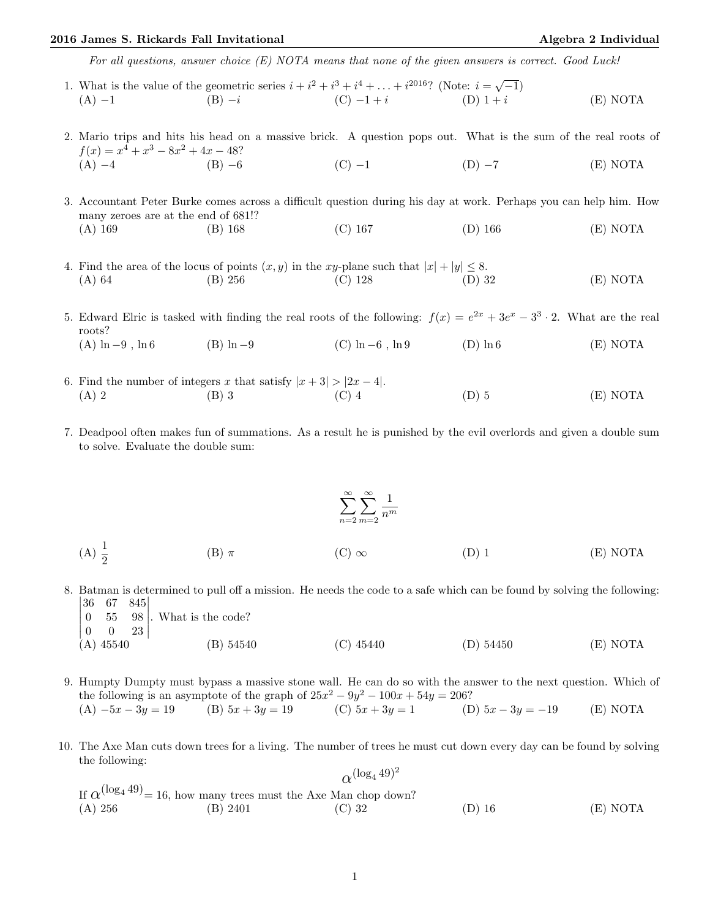*For all questions, answer choice (E) NOTA means that none of the given answers is correct. Good Luck!*

1. What is the value of the geometric series $i + i^2 + i^3 + i^4 + \ldots + i^{2016}$? (Note: $i = \sqrt{-1}$)
   (A) $-1$ (B) $-i$ (C) $-1+i$ (D) $1+i$ (E) NOTA

2. Mario trips and hits his head on a massive brick. A question pops out. What is the sum of the real roots of $f(x) = x^4 + x^3 - 8x^2 + 4x - 48$?
   (A) $-4$ (B) $-6$ (C) $-1$ (D) $-7$ (E) NOTA

3. Accountant Peter Burke comes across a difficult question during his day at work. Perhaps you can help him. How many zeroes are at the end of 681!?
   (A) 169 (B) 168 (C) 167 (D) 166 (E) NOTA

4. Find the area of the locus of points $(x, y)$ in the $xy$-plane such that $|x| + |y| \leq 8$.
   (A) 64 (B) 256 (C) 128 (D) 32 (E) NOTA

5. Edward Elric is tasked with finding the real roots of the following: $f(x) = e^{2x} + 3e^x - 3^3 \cdot 2$. What are the real roots?
   (A) $\ln -9$ , $\ln 6$ (B) $\ln -9$ (C) $\ln -6$ , $\ln 9$ (D) $\ln 6$ (E) NOTA

6. Find the number of integers $x$ that satisfy $|x + 3| > |2x - 4|$.
   (A) 2 (B) 3 (C) 4 (D) 5 (E) NOTA

7. Deadpool often makes fun of summations. As a result he is punished by the evil overlords and given a double sum to solve. Evaluate the double sum:

$$\sum_{n=2}^{\infty} \sum_{m=2}^{\infty} \frac{1}{n^m}$$

   (A) $\frac{1}{2}$ (B) $\pi$ (C) $\infty$ (D) 1 (E) NOTA

8. Batman is determined to pull off a mission. He needs the code to a safe which can be found by solving the following: $\begin{vmatrix} 36 & 67 & 845 \\ 0 & 55 & 98 \\ 0 & 0 & 23 \end{vmatrix}$. What is the code?
   (A) 45540 (B) 54540 (C) 45440 (D) 54450 (E) NOTA

9. Humpty Dumpty must bypass a massive stone wall. He can do so with the answer to the next question. Which of the following is an asymptote of the graph of $25x^2 - 9y^2 - 100x + 54y = 206$?
   (A) $-5x - 3y = 19$ (B) $5x + 3y = 19$ (C) $5x + 3y = 1$ (D) $5x - 3y = -19$ (E) NOTA

10. The Axe Man cuts down trees for a living. The number of trees he must cut down every day can be found by solving the following:

$$\alpha^{(\log_4 49)^2}$$

   If $\alpha^{(\log_4 49)} = 16$, how many trees must the Axe Man chop down?
   (A) 256 (B) 2401 (C) 32 (D) 16 (E) NOTA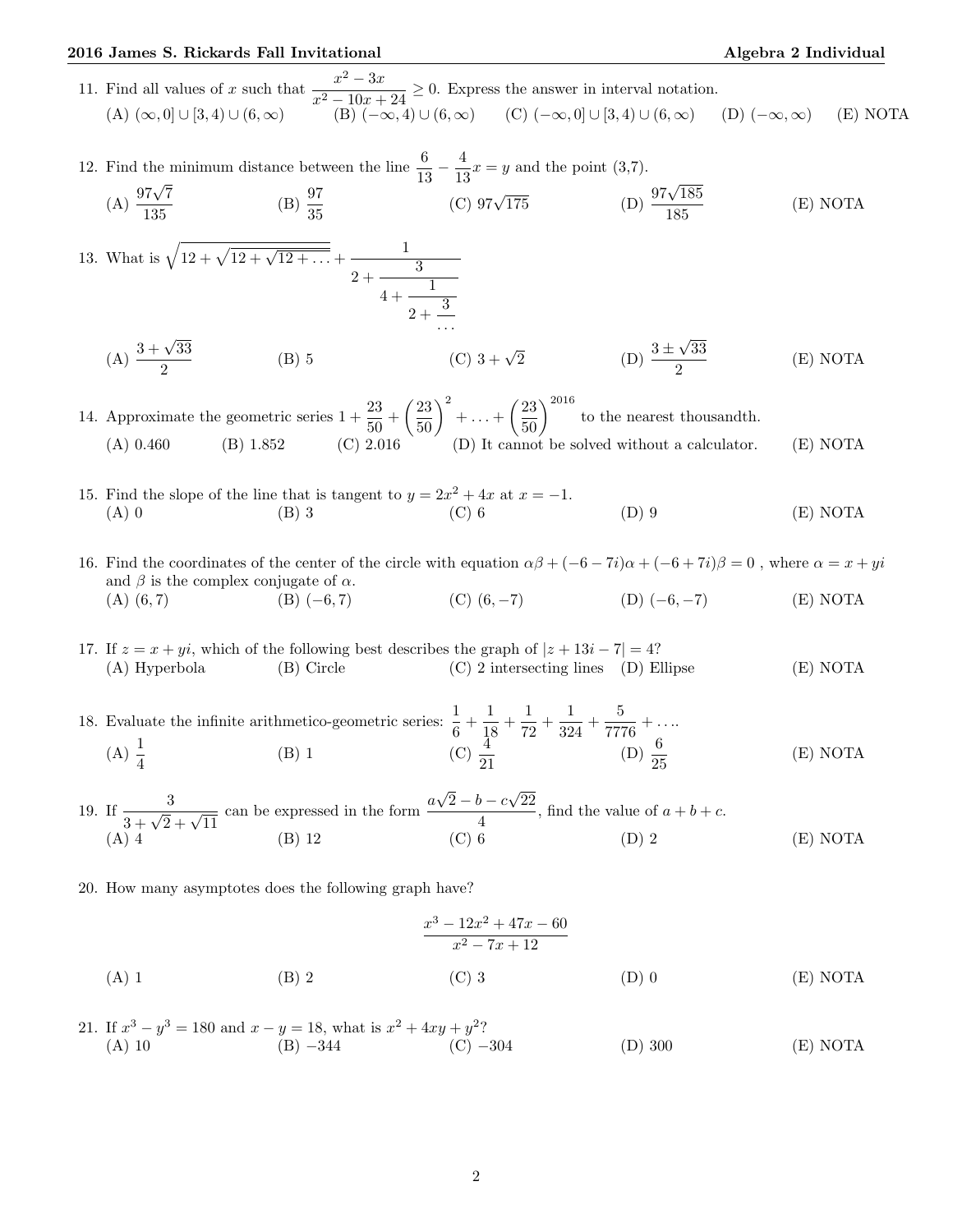11. Find all values of $x$ such that $\dfrac{x^2 - 3x}{x^2 - 10x + 24} \geq 0$. Express the answer in interval notation.
(A) $(\infty, 0] \cup [3, 4) \cup (6, \infty)$ (B) $(-\infty, 4) \cup (6, \infty)$ (C) $(-\infty, 0] \cup [3, 4) \cup (6, \infty)$ (D) $(-\infty, \infty)$ (E) NOTA

12. Find the minimum distance between the line $\dfrac{6}{13} - \dfrac{4}{13}x = y$ and the point (3,7).
(A) $\dfrac{97\sqrt{7}}{135}$ (B) $\dfrac{97}{35}$ (C) $97\sqrt{175}$ (D) $\dfrac{97\sqrt{185}}{185}$ (E) NOTA

13. What is $\sqrt{12 + \sqrt{12 + \sqrt{12 + \dots}}} + \cfrac{1}{2 + \cfrac{3}{4 + \cfrac{1}{2 + \cfrac{3}{\dots}}}}$
(A) $\dfrac{3 + \sqrt{33}}{2}$ (B) 5 (C) $3 + \sqrt{2}$ (D) $\dfrac{3 \pm \sqrt{33}}{2}$ (E) NOTA

14. Approximate the geometric series $1 + \dfrac{23}{50} + \left(\dfrac{23}{50}\right)^2 + \dots + \left(\dfrac{23}{50}\right)^{2016}$ to the nearest thousandth.
(A) 0.460 (B) 1.852 (C) 2.016 (D) It cannot be solved without a calculator. (E) NOTA

15. Find the slope of the line that is tangent to $y = 2x^2 + 4x$ at $x = -1$.
(A) 0 (B) 3 (C) 6 (D) 9 (E) NOTA

16. Find the coordinates of the center of the circle with equation $\alpha\beta + (-6 - 7i)\alpha + (-6 + 7i)\beta = 0$ , where $\alpha = x + yi$ and $\beta$ is the complex conjugate of $\alpha$.
(A) $(6, 7)$ (B) $(-6, 7)$ (C) $(6, -7)$ (D) $(-6, -7)$ (E) NOTA

17. If $z = x + yi$, which of the following best describes the graph of $|z + 13i - 7| = 4$?
(A) Hyperbola (B) Circle (C) 2 intersecting lines (D) Ellipse (E) NOTA

18. Evaluate the infinite arithmetico-geometric series: $\dfrac{1}{6} + \dfrac{1}{18} + \dfrac{1}{72} + \dfrac{1}{324} + \dfrac{5}{7776} + \dots$.
(A) $\dfrac{1}{4}$ (B) 1 (C) $\dfrac{4}{21}$ (D) $\dfrac{6}{25}$ (E) NOTA

19. If $\dfrac{3}{3 + \sqrt{2} + \sqrt{11}}$ can be expressed in the form $\dfrac{a\sqrt{2} - b - c\sqrt{22}}{4}$, find the value of $a + b + c$.
(A) 4 (B) 12 (C) 6 (D) 2 (E) NOTA

20. How many asymptotes does the following graph have?

$$\frac{x^3 - 12x^2 + 47x - 60}{x^2 - 7x + 12}$$

(A) 1 (B) 2 (C) 3 (D) 0 (E) NOTA

21. If $x^3 - y^3 = 180$ and $x - y = 18$, what is $x^2 + 4xy + y^2$?
(A) 10 (B) $-344$ (C) $-304$ (D) 300 (E) NOTA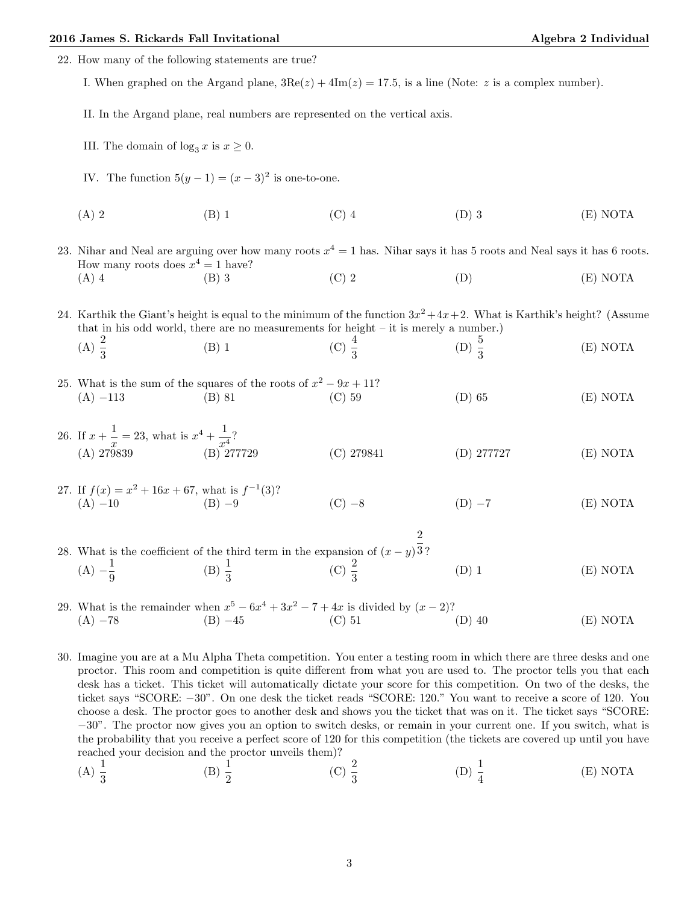22. How many of the following statements are true?

    I. When graphed on the Argand plane, $3\text{Re}(z) + 4\text{Im}(z) = 17.5$, is a line (Note: $z$ is a complex number).

    II. In the Argand plane, real numbers are represented on the vertical axis.

    III. The domain of $\log_3 x$ is $x \geq 0$.

    IV. The function $5(y-1) = (x-3)^2$ is one-to-one.

    (A) 2 (B) 1 (C) 4 (D) 3 (E) NOTA

23. Nihar and Neal are arguing over how many roots $x^4 = 1$ has. Nihar says it has 5 roots and Neal says it has 6 roots. How many roots does $x^4 = 1$ have?
    (A) 4 (B) 3 (C) 2 (D) (E) NOTA

24. Karthik the Giant's height is equal to the minimum of the function $3x^2+4x+2$. What is Karthik's height? (Assume that in his odd world, there are no measurements for height – it is merely a number.)
    (A) $\frac{2}{3}$ (B) 1 (C) $\frac{4}{3}$ (D) $\frac{5}{3}$ (E) NOTA

25. What is the sum of the squares of the roots of $x^2 - 9x + 11$?
    (A) $-113$ (B) 81 (C) 59 (D) 65 (E) NOTA

26. If $x + \frac{1}{x} = 23$, what is $x^4 + \frac{1}{x^4}$?
    (A) 279839 (B) 277729 (C) 279841 (D) 277727 (E) NOTA

27. If $f(x) = x^2 + 16x + 67$, what is $f^{-1}(3)$?
    (A) $-10$ (B) $-9$ (C) $-8$ (D) $-7$ (E) NOTA

28. What is the coefficient of the third term in the expansion of $(x-y)^{\frac{2}{3}}$?
    (A) $-\frac{1}{9}$ (B) $\frac{1}{3}$ (C) $\frac{2}{3}$ (D) 1 (E) NOTA

29. What is the remainder when $x^5 - 6x^4 + 3x^2 - 7 + 4x$ is divided by $(x-2)$?
    (A) $-78$ (B) $-45$ (C) 51 (D) 40 (E) NOTA

30. Imagine you are at a Mu Alpha Theta competition. You enter a testing room in which there are three desks and one proctor. This room and competition is quite different from what you are used to. The proctor tells you that each desk has a ticket. This ticket will automatically dictate your score for this competition. On two of the desks, the ticket says "SCORE: $-30$". On one desk the ticket reads "SCORE: 120." You want to receive a score of 120. You choose a desk. The proctor goes to another desk and shows you the ticket that was on it. The ticket says "SCORE: $-30$". The proctor now gives you an option to switch desks, or remain in your current one. If you switch, what is the probability that you receive a perfect score of 120 for this competition (the tickets are covered up until you have reached your decision and the proctor unveils them)?
    (A) $\frac{1}{3}$ (B) $\frac{1}{2}$ (C) $\frac{2}{3}$ (D) $\frac{1}{4}$ (E) NOTA